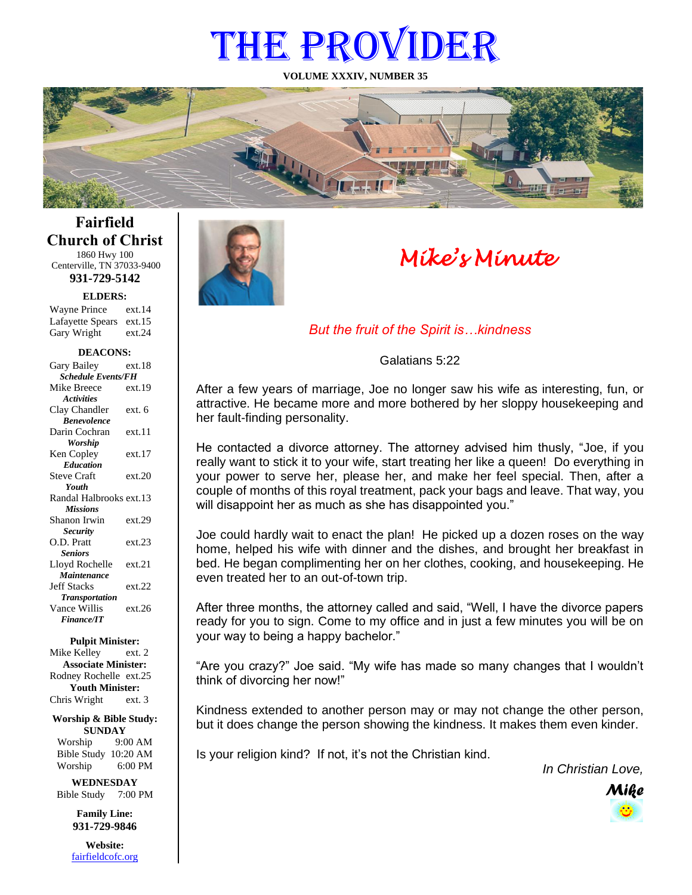# THE PROVIDER

**VOLUME XXXIV, NUMBER 35**

## Fairfield Church of Christ

1860 Hwy 100
Centerville, TN 37033-9400

**931-729-5142**

**ELDERS:**

Wayne Prince ext.14
Lafayette Spears ext.15
Gary Wright ext.24

**DEACONS:**

Gary Bailey ext.18
***Schedule Events/FH***
Mike Breece ext.19
***Activities***
Clay Chandler ext. 6
***Benevolence***
Darin Cochran ext.11
***Worship***
Ken Copley ext.17
***Education***
Steve Craft ext.20
***Youth***
Randal Halbrooks ext.13
***Missions***
Shanon Irwin ext.29
***Security***
O.D. Pratt ext.23
***Seniors***
Lloyd Rochelle ext.21
***Maintenance***
Jeff Stacks ext.22
***Transportation***
Vance Willis ext.26
***Finance/IT***

**Pulpit Minister:**
Mike Kelley ext. 2
**Associate Minister:**
Rodney Rochelle ext.25
**Youth Minister:**
Chris Wright ext. 3

**Worship & Bible Study:**
**SUNDAY**
Worship 9:00 AM
Bible Study 10:20 AM
Worship 6:00 PM

**WEDNESDAY**
Bible Study 7:00 PM

**Family Line:**
**931-729-9846**

**Website:**
fairfieldcofc.org

## *Mike's Minute*

*But the fruit of the Spirit is…kindness*

Galatians 5:22

After a few years of marriage, Joe no longer saw his wife as interesting, fun, or attractive. He became more and more bothered by her sloppy housekeeping and her fault-finding personality.

He contacted a divorce attorney. The attorney advised him thusly, "Joe, if you really want to stick it to your wife, start treating her like a queen! Do everything in your power to serve her, please her, and make her feel special. Then, after a couple of months of this royal treatment, pack your bags and leave. That way, you will disappoint her as much as she has disappointed you."

Joe could hardly wait to enact the plan! He picked up a dozen roses on the way home, helped his wife with dinner and the dishes, and brought her breakfast in bed. He began complimenting her on her clothes, cooking, and housekeeping. He even treated her to an out-of-town trip.

After three months, the attorney called and said, "Well, I have the divorce papers ready for you to sign. Come to my office and in just a few minutes you will be on your way to being a happy bachelor."

"Are you crazy?" Joe said. "My wife has made so many changes that I wouldn't think of divorcing her now!"

Kindness extended to another person may or may not change the other person, but it does change the person showing the kindness. It makes them even kinder.

Is your religion kind? If not, it's not the Christian kind.

*In Christian Love,*

***Mike***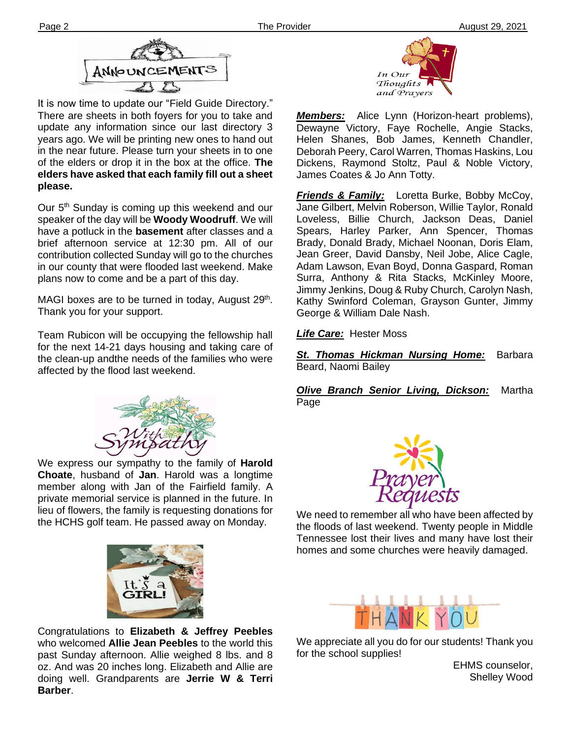## ANNOUNCEMENTS

It is now time to update our "Field Guide Directory." There are sheets in both foyers for you to take and update any information since our last directory 3 years ago. We will be printing new ones to hand out in the near future. Please turn your sheets in to one of the elders or drop it in the box at the office. **The elders have asked that each family fill out a sheet please.**

Our 5th Sunday is coming up this weekend and our speaker of the day will be **Woody Woodruff**. We will have a potluck in the **basement** after classes and a brief afternoon service at 12:30 pm. All of our contribution collected Sunday will go to the churches in our county that were flooded last weekend. Make plans now to come and be a part of this day.

MAGI boxes are to be turned in today, August 29th. Thank you for your support.

Team Rubicon will be occupying the fellowship hall for the next 14-21 days housing and taking care of the clean-up andthe needs of the families who were affected by the flood last weekend.

## With Sympathy

We express our sympathy to the family of **Harold Choate**, husband of **Jan**. Harold was a longtime member along with Jan of the Fairfield family. A private memorial service is planned in the future. In lieu of flowers, the family is requesting donations for the HCHS golf team. He passed away on Monday.

## It's a GIRL!

Congratulations to **Elizabeth & Jeffrey Peebles** who welcomed **Allie Jean Peebles** to the world this past Sunday afternoon. Allie weighed 8 lbs. and 8 oz. And was 20 inches long. Elizabeth and Allie are doing well. Grandparents are **Jerrie W & Terri Barber**.

## In Our Thoughts and Prayers

***Members:*** Alice Lynn (Horizon-heart problems), Dewayne Victory, Faye Rochelle, Angie Stacks, Helen Shanes, Bob James, Kenneth Chandler, Deborah Peery, Carol Warren, Thomas Haskins, Lou Dickens, Raymond Stoltz, Paul & Noble Victory, James Coates & Jo Ann Totty.

***Friends & Family:*** Loretta Burke, Bobby McCoy, Jane Gilbert, Melvin Roberson, Willie Taylor, Ronald Loveless, Billie Church, Jackson Deas, Daniel Spears, Harley Parker, Ann Spencer, Thomas Brady, Donald Brady, Michael Noonan, Doris Elam, Jean Greer, David Dansby, Neil Jobe, Alice Cagle, Adam Lawson, Evan Boyd, Donna Gaspard, Roman Surra, Anthony & Rita Stacks, McKinley Moore, Jimmy Jenkins, Doug & Ruby Church, Carolyn Nash, Kathy Swinford Coleman, Grayson Gunter, Jimmy George & William Dale Nash.

***Life Care:*** Hester Moss

***St. Thomas Hickman Nursing Home:*** Barbara Beard, Naomi Bailey

***Olive Branch Senior Living, Dickson:*** Martha Page

## Prayer Requests

We need to remember all who have been affected by the floods of last weekend. Twenty people in Middle Tennessee lost their lives and many have lost their homes and some churches were heavily damaged.

## THANK YOU

We appreciate all you do for our students! Thank you for the school supplies!

EHMS counselor,
Shelley Wood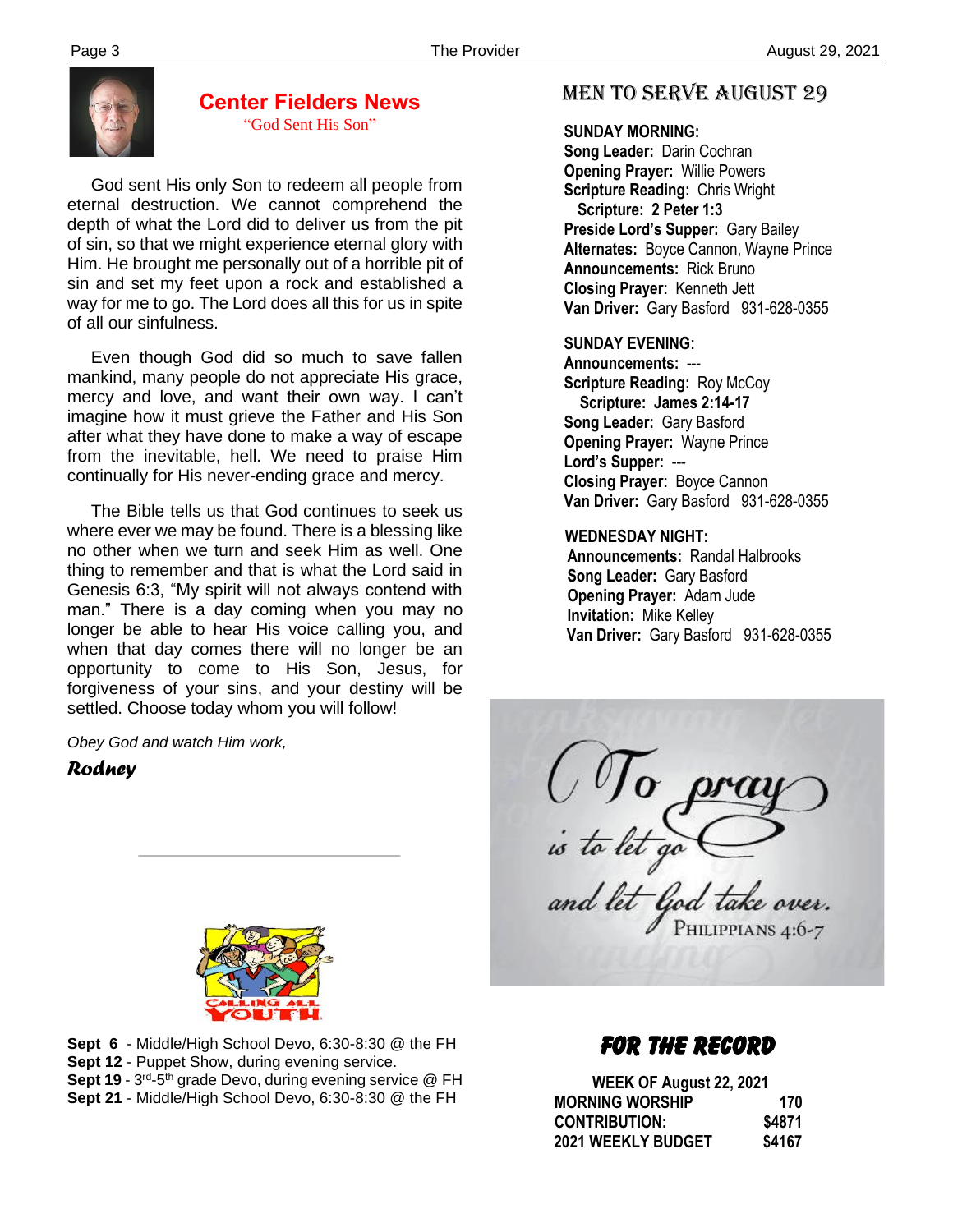## Center Fielders News

"God Sent His Son"

God sent His only Son to redeem all people from eternal destruction. We cannot comprehend the depth of what the Lord did to deliver us from the pit of sin, so that we might experience eternal glory with Him. He brought me personally out of a horrible pit of sin and set my feet upon a rock and established a way for me to go. The Lord does all this for us in spite of all our sinfulness.

Even though God did so much to save fallen mankind, many people do not appreciate His grace, mercy and love, and want their own way. I can't imagine how it must grieve the Father and His Son after what they have done to make a way of escape from the inevitable, hell. We need to praise Him continually for His never-ending grace and mercy.

The Bible tells us that God continues to seek us where ever we may be found. There is a blessing like no other when we turn and seek Him as well. One thing to remember and that is what the Lord said in Genesis 6:3, "My spirit will not always contend with man." There is a day coming when you may no longer be able to hear His voice calling you, and when that day comes there will no longer be an opportunity to come to His Son, Jesus, for forgiveness of your sins, and your destiny will be settled. Choose today whom you will follow!

*Obey God and watch Him work,*

***Rodney***

---

CALLING ALL YOUTH

**Sept 6** - Middle/High School Devo, 6:30-8:30 @ the FH
**Sept 12** - Puppet Show, during evening service.
**Sept 19** - 3rd-5th grade Devo, during evening service @ FH
**Sept 21** - Middle/High School Devo, 6:30-8:30 @ the FH

## Men to Serve August 29

**SUNDAY MORNING:**
**Song Leader:** Darin Cochran
**Opening Prayer:** Willie Powers
**Scripture Reading:** Chris Wright
**Scripture: 2 Peter 1:3**
**Preside Lord's Supper:** Gary Bailey
**Alternates:** Boyce Cannon, Wayne Prince
**Announcements:** Rick Bruno
**Closing Prayer:** Kenneth Jett
**Van Driver:** Gary Basford 931-628-0355

**SUNDAY EVENING:**
**Announcements:** ---
**Scripture Reading:** Roy McCoy
**Scripture: James 2:14-17**
**Song Leader:** Gary Basford
**Opening Prayer:** Wayne Prince
**Lord's Supper:** ---
**Closing Prayer:** Boyce Cannon
**Van Driver:** Gary Basford 931-628-0355

**WEDNESDAY NIGHT:**
**Announcements:** Randal Halbrooks
**Song Leader:** Gary Basford
**Opening Prayer:** Adam Jude
**Invitation:** Mike Kelley
**Van Driver:** Gary Basford 931-628-0355

*To pray is to let go and let God take over.* Philippians 4:6-7

## For the Record

**WEEK OF August 22, 2021**

| | |
|---|---|
| **MORNING WORSHIP** | **170** |
| **CONTRIBUTION:** | **$4871** |
| **2021 WEEKLY BUDGET** | **$4167** |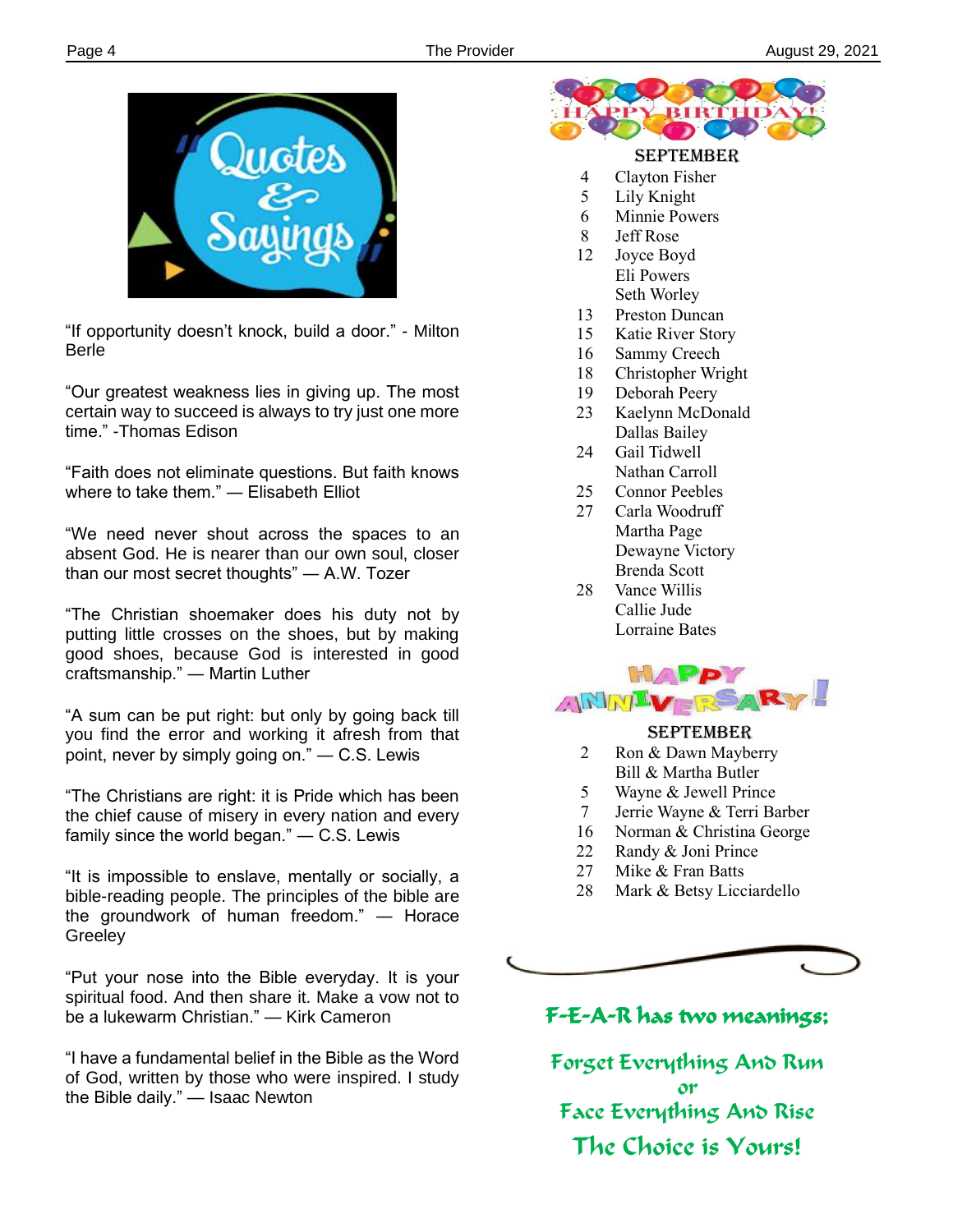# Quotes & Sayings

"If opportunity doesn't knock, build a door." - Milton Berle

"Our greatest weakness lies in giving up. The most certain way to succeed is always to try just one more time." -Thomas Edison

"Faith does not eliminate questions. But faith knows where to take them." — Elisabeth Elliot

"We need never shout across the spaces to an absent God. He is nearer than our own soul, closer than our most secret thoughts" — A.W. Tozer

"The Christian shoemaker does his duty not by putting little crosses on the shoes, but by making good shoes, because God is interested in good craftsmanship." — Martin Luther

"A sum can be put right: but only by going back till you find the error and working it afresh from that point, never by simply going on." — C.S. Lewis

"The Christians are right: it is Pride which has been the chief cause of misery in every nation and every family since the world began." — C.S. Lewis

"It is impossible to enslave, mentally or socially, a bible-reading people. The principles of the bible are the groundwork of human freedom." — Horace Greeley

"Put your nose into the Bible everyday. It is your spiritual food. And then share it. Make a vow not to be a lukewarm Christian." — Kirk Cameron

"I have a fundamental belief in the Bible as the Word of God, written by those who were inspired. I study the Bible daily." — Isaac Newton

## HAPPY BIRTHDAY!

### SEPTEMBER

| | |
|---|---|
| 4 | Clayton Fisher |
| 5 | Lily Knight |
| 6 | Minnie Powers |
| 8 | Jeff Rose |
| 12 | Joyce Boyd |
| | Eli Powers |
| | Seth Worley |
| 13 | Preston Duncan |
| 15 | Katie River Story |
| 16 | Sammy Creech |
| 18 | Christopher Wright |
| 19 | Deborah Peery |
| 23 | Kaelynn McDonald |
| | Dallas Bailey |
| 24 | Gail Tidwell |
| | Nathan Carroll |
| 25 | Connor Peebles |
| 27 | Carla Woodruff |
| | Martha Page |
| | Dewayne Victory |
| | Brenda Scott |
| 28 | Vance Willis |
| | Callie Jude |
| | Lorraine Bates |

## HAPPY ANNIVERSARY!

### SEPTEMBER

| | |
|---|---|
| 2 | Ron & Dawn Mayberry |
| | Bill & Martha Butler |
| 5 | Wayne & Jewell Prince |
| 7 | Jerrie Wayne & Terri Barber |
| 16 | Norman & Christina George |
| 22 | Randy & Joni Prince |
| 27 | Mike & Fran Batts |
| 28 | Mark & Betsy Licciardello |

**F-E-A-R has two meanings:**

**Forget Everything And Run**
**or**
**Face Everything And Rise**

**The Choice is Yours!**